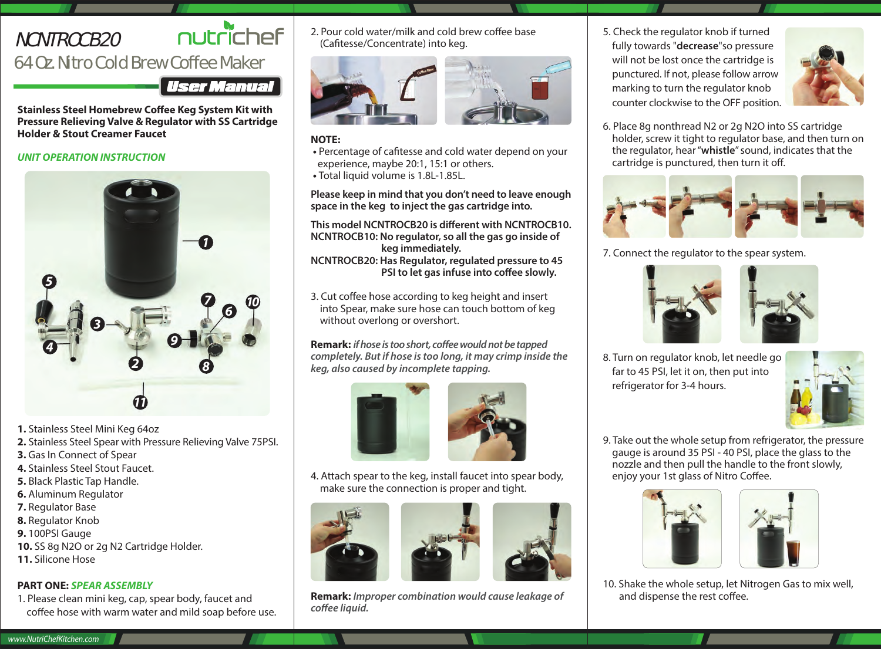# NCNTROCB20

## 64 Oz. Nitro Cold Brew Coffee Maker

nutrichef

**User Manual**

**Stainless Steel Homebrew Coffee Keg System Kit with Pressure Relieving Valve & Regulator with SS Cartridge Holder & Stout Creamer Faucet**

### *UNIT OPERATION INSTRUCTION*

1. Stainless Steel Mini Keg 64oz
2. Stainless Steel Spear with Pressure Relieving Valve 75PSI.
3. Gas In Connect of Spear
4. Stainless Steel Stout Faucet.
5. Black Plastic Tap Handle.
6. Aluminum Regulator
7. Regulator Base
8. Regulator Knob
9. 100PSI Gauge
10. SS 8g N2O or 2g N2 Cartridge Holder.
11. Silicone Hose

### PART ONE: *SPEAR ASSEMBLY*

1. Please clean mini keg, cap, spear body, faucet and coffee hose with warm water and mild soap before use.
2. Pour cold water/milk and cold brew coffee base (Cafitesse/Concentrate) into keg.

**NOTE:**

- Percentage of cafitesse and cold water depend on your experience, maybe 20:1, 15:1 or others.
- Total liquid volume is 1.8L-1.85L.

**Please keep in mind that you don't need to leave enough space in the keg to inject the gas cartridge into.**

**This model NCNTROCB20 is different with NCNTROCB10.**
**NCNTROCB10: No regulator, so all the gas go inside of keg immediately.**
**NCNTROCB20: Has Regulator, regulated pressure to 45 PSI to let gas infuse into coffee slowly.**

3. Cut coffee hose according to keg height and insert into Spear, make sure hose can touch bottom of keg without overlong or overshort.

**Remark:** *if hose is too short, coffee would not be tapped completely. But if hose is too long, it may crimp inside the keg, also caused by incomplete tapping.*

4. Attach spear to the keg, install faucet into spear body, make sure the connection is proper and tight.

**Remark:** *Improper combination would cause leakage of coffee liquid.*

5. Check the regulator knob if turned fully towards "**decrease**"so pressure will not be lost once the cartridge is punctured. If not, please follow arrow marking to turn the regulator knob counter clockwise to the OFF position.
6. Place 8g nonthread N2 or 2g N2O into SS cartridge holder, screw it tight to regulator base, and then turn on the regulator, hear "**whistle**" sound, indicates that the cartridge is punctured, then turn it off.
7. Connect the regulator to the spear system.
8. Turn on regulator knob, let needle go far to 45 PSI, let it on, then put into refrigerator for 3-4 hours.
9. Take out the whole setup from refrigerator, the pressure gauge is around 35 PSI - 40 PSI, place the glass to the nozzle and then pull the handle to the front slowly, enjoy your 1st glass of Nitro Coffee.
10. Shake the whole setup, let Nitrogen Gas to mix well, and dispense the rest coffee.

www.NutriChefKitchen.com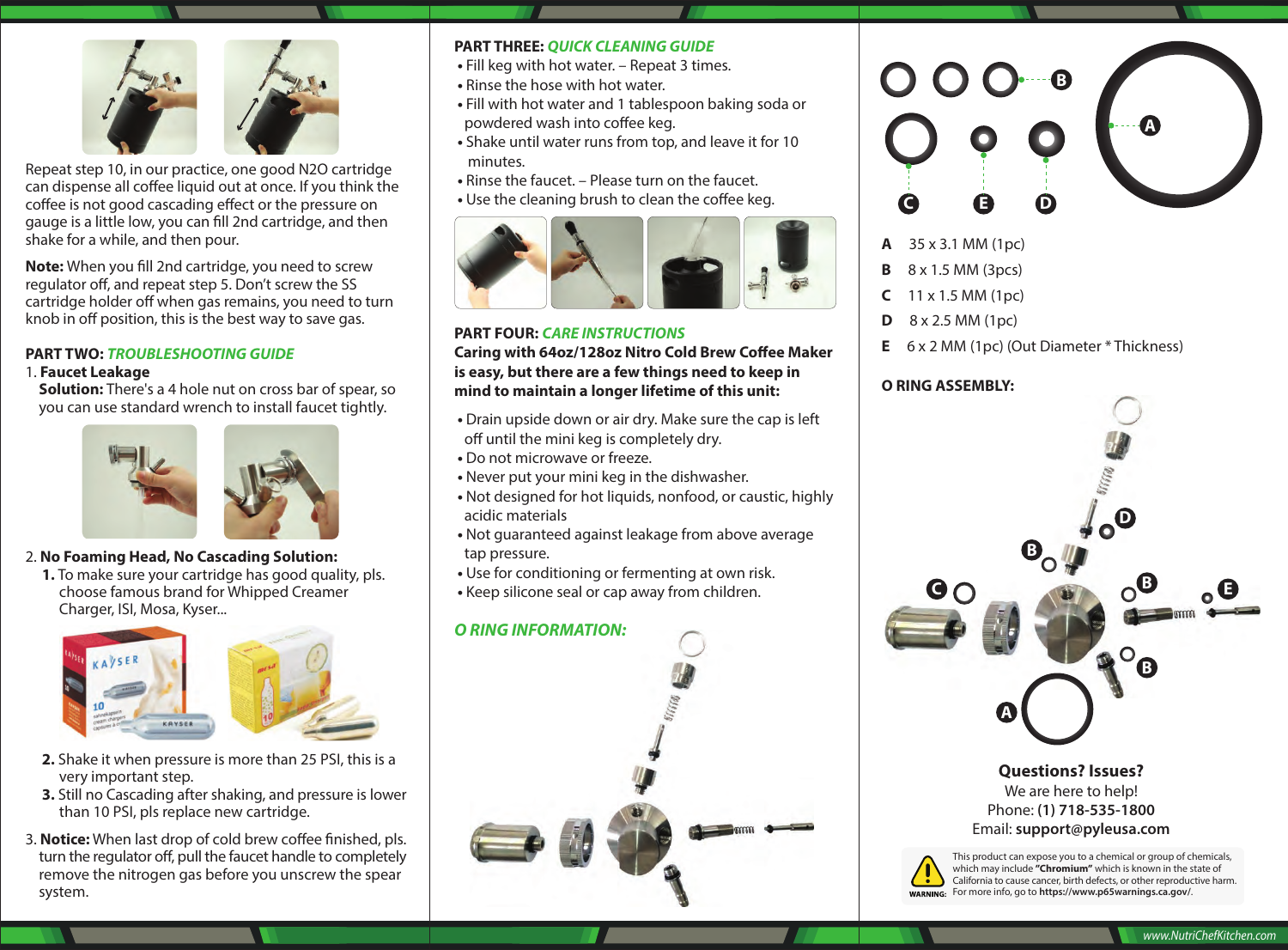Repeat step 10, in our practice, one good N2O cartridge can dispense all coffee liquid out at once. If you think the coffee is not good cascading effect or the pressure on gauge is a little low, you can fill 2nd cartridge, and then shake for a while, and then pour.

**Note:** When you fill 2nd cartridge, you need to screw regulator off, and repeat step 5. Don't screw the SS cartridge holder off when gas remains, you need to turn knob in off position, this is the best way to save gas.

## PART TWO: *TROUBLESHOOTING GUIDE*

1. **Faucet Leakage**
   **Solution:** There's a 4 hole nut on cross bar of spear, so you can use standard wrench to install faucet tightly.

2. **No Foaming Head, No Cascading Solution:**
   1. To make sure your cartridge has good quality, pls. choose famous brand for Whipped Creamer Charger, ISI, Mosa, Kyser...
   2. Shake it when pressure is more than 25 PSI, this is a very important step.
   3. Still no Cascading after shaking, and pressure is lower than 10 PSI, pls replace new cartridge.

3. **Notice:** When last drop of cold brew coffee finished, pls. turn the regulator off, pull the faucet handle to completely remove the nitrogen gas before you unscrew the spear system.

## PART THREE: *QUICK CLEANING GUIDE*

- Fill keg with hot water. – Repeat 3 times.
- Rinse the hose with hot water.
- Fill with hot water and 1 tablespoon baking soda or powdered wash into coffee keg.
- Shake until water runs from top, and leave it for 10 minutes.
- Rinse the faucet. – Please turn on the faucet.
- Use the cleaning brush to clean the coffee keg.

## PART FOUR: *CARE INSTRUCTIONS*

**Caring with 64oz/128oz Nitro Cold Brew Coffee Maker is easy, but there are a few things need to keep in mind to maintain a longer lifetime of this unit:**

- Drain upside down or air dry. Make sure the cap is left off until the mini keg is completely dry.
- Do not microwave or freeze.
- Never put your mini keg in the dishwasher.
- Not designed for hot liquids, nonfood, or caustic, highly acidic materials
- Not guaranteed against leakage from above average tap pressure.
- Use for conditioning or fermenting at own risk.
- Keep silicone seal or cap away from children.

## *O RING INFORMATION:*

| | |
|---|---|
| **A** | 35 x 3.1 MM (1pc) |
| **B** | 8 x 1.5 MM (3pcs) |
| **C** | 11 x 1.5 MM (1pc) |
| **D** | 8 x 2.5 MM (1pc) |
| **E** | 6 x 2 MM (1pc) (Out Diameter * Thickness) |

**O RING ASSEMBLY:**

**Questions? Issues?**
We are here to help!
Phone: **(1) 718-535-1800**
Email: **support@pyleusa.com**

**WARNING:** This product can expose you to a chemical or group of chemicals, which may include **"Chromium"** which is known in the state of California to cause cancer, birth defects, or other reproductive harm. For more info, go to **https://www.p65warnings.ca.gov/**.

www.NutriChefKitchen.com